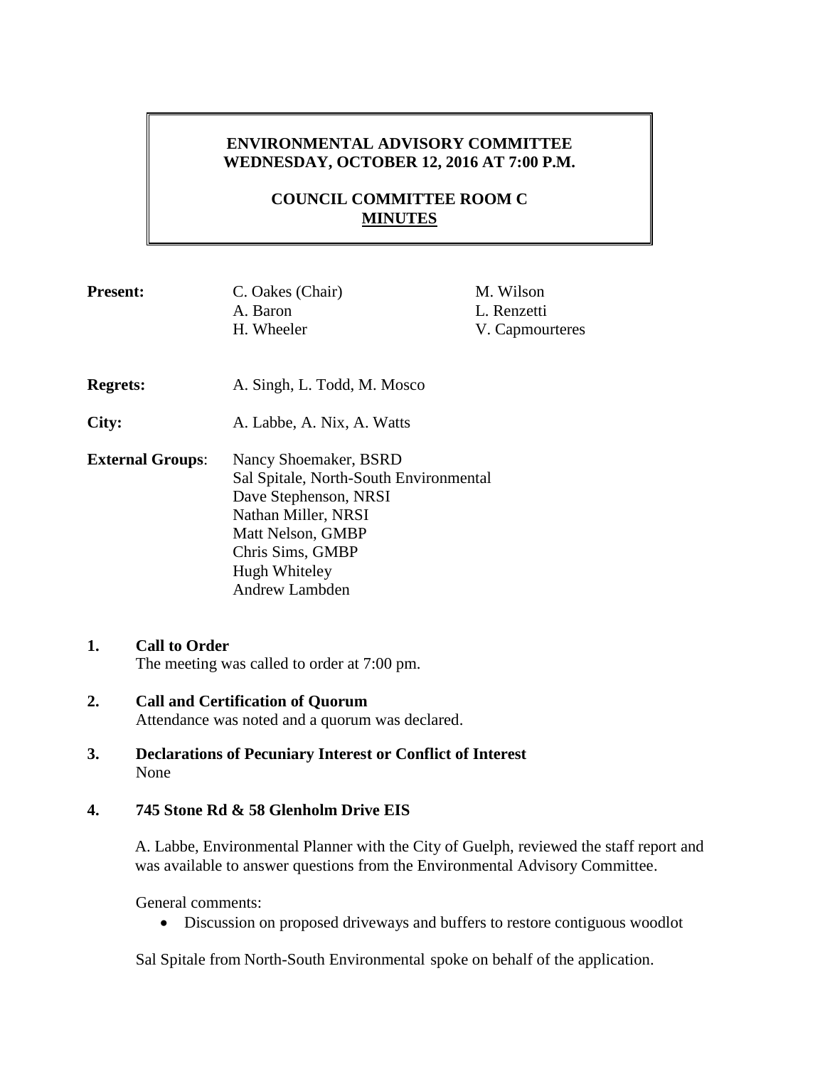# ENVIRONMENTAL ADVISORY COMMITTEE
## WEDNESDAY, OCTOBER 12, 2016 AT 7:00 P.M.

## COUNCIL COMMITTEE ROOM C
## MINUTES

**Present:** C. Oakes (Chair), A. Baron, H. Wheeler, M. Wilson, L. Renzetti, V. Capmourteres

**Regrets:** A. Singh, L. Todd, M. Mosco

**City:** A. Labbe, A. Nix, A. Watts

**External Groups**: Nancy Shoemaker, BSRD
Sal Spitale, North-South Environmental
Dave Stephenson, NRSI
Nathan Miller, NRSI
Matt Nelson, GMBP
Chris Sims, GMBP
Hugh Whiteley
Andrew Lambden

**1. Call to Order**

The meeting was called to order at 7:00 pm.

**2. Call and Certification of Quorum**

Attendance was noted and a quorum was declared.

**3. Declarations of Pecuniary Interest or Conflict of Interest**

None

**4. 745 Stone Rd & 58 Glenholm Drive EIS**

A. Labbe, Environmental Planner with the City of Guelph, reviewed the staff report and was available to answer questions from the Environmental Advisory Committee.

General comments:

- Discussion on proposed driveways and buffers to restore contiguous woodlot

Sal Spitale from North-South Environmental spoke on behalf of the application.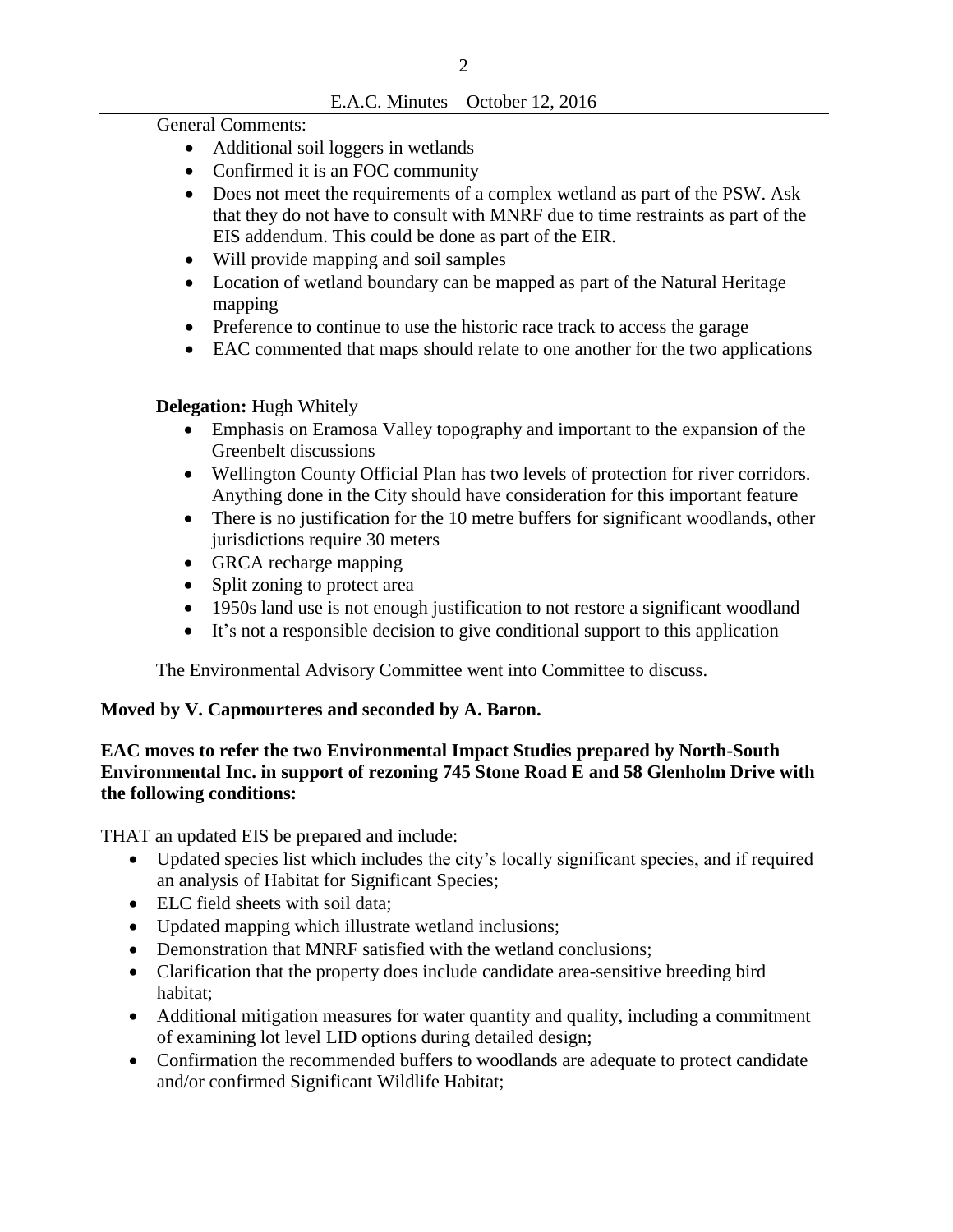General Comments:

- Additional soil loggers in wetlands
- Confirmed it is an FOC community
- Does not meet the requirements of a complex wetland as part of the PSW. Ask that they do not have to consult with MNRF due to time restraints as part of the EIS addendum. This could be done as part of the EIR.
- Will provide mapping and soil samples
- Location of wetland boundary can be mapped as part of the Natural Heritage mapping
- Preference to continue to use the historic race track to access the garage
- EAC commented that maps should relate to one another for the two applications

**Delegation:** Hugh Whitely

- Emphasis on Eramosa Valley topography and important to the expansion of the Greenbelt discussions
- Wellington County Official Plan has two levels of protection for river corridors. Anything done in the City should have consideration for this important feature
- There is no justification for the 10 metre buffers for significant woodlands, other jurisdictions require 30 meters
- GRCA recharge mapping
- Split zoning to protect area
- 1950s land use is not enough justification to not restore a significant woodland
- It's not a responsible decision to give conditional support to this application

The Environmental Advisory Committee went into Committee to discuss.

**Moved by V. Capmourteres and seconded by A. Baron.**

**EAC moves to refer the two Environmental Impact Studies prepared by North-South Environmental Inc. in support of rezoning 745 Stone Road E and 58 Glenholm Drive with the following conditions:**

THAT an updated EIS be prepared and include:

- Updated species list which includes the city's locally significant species, and if required an analysis of Habitat for Significant Species;
- ELC field sheets with soil data;
- Updated mapping which illustrate wetland inclusions;
- Demonstration that MNRF satisfied with the wetland conclusions;
- Clarification that the property does include candidate area-sensitive breeding bird habitat;
- Additional mitigation measures for water quantity and quality, including a commitment of examining lot level LID options during detailed design;
- Confirmation the recommended buffers to woodlands are adequate to protect candidate and/or confirmed Significant Wildlife Habitat;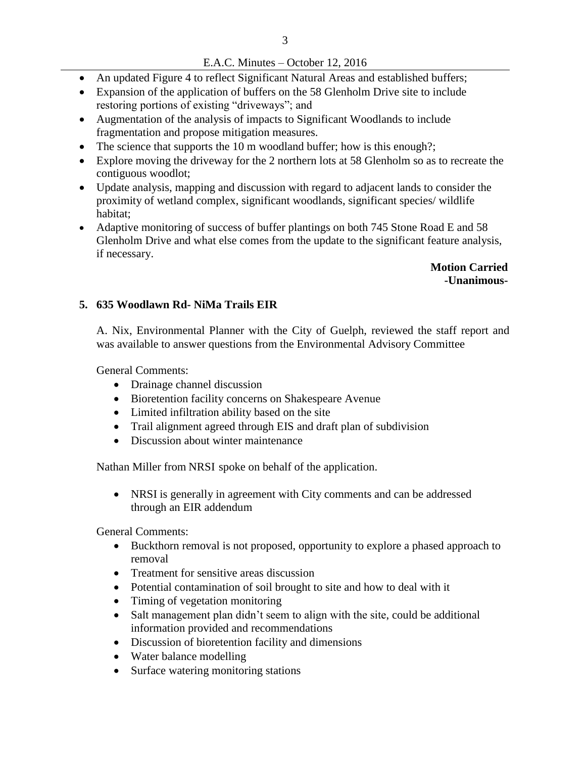- An updated Figure 4 to reflect Significant Natural Areas and established buffers;
- Expansion of the application of buffers on the 58 Glenholm Drive site to include restoring portions of existing "driveways"; and
- Augmentation of the analysis of impacts to Significant Woodlands to include fragmentation and propose mitigation measures.
- The science that supports the 10 m woodland buffer; how is this enough?;
- Explore moving the driveway for the 2 northern lots at 58 Glenholm so as to recreate the contiguous woodlot;
- Update analysis, mapping and discussion with regard to adjacent lands to consider the proximity of wetland complex, significant woodlands, significant species/ wildlife habitat;
- Adaptive monitoring of success of buffer plantings on both 745 Stone Road E and 58 Glenholm Drive and what else comes from the update to the significant feature analysis, if necessary.

**Motion Carried**
**-Unanimous-**

## 5. 635 Woodlawn Rd- NiMa Trails EIR

A. Nix, Environmental Planner with the City of Guelph, reviewed the staff report and was available to answer questions from the Environmental Advisory Committee

General Comments:

- Drainage channel discussion
- Bioretention facility concerns on Shakespeare Avenue
- Limited infiltration ability based on the site
- Trail alignment agreed through EIS and draft plan of subdivision
- Discussion about winter maintenance

Nathan Miller from NRSI spoke on behalf of the application.

- NRSI is generally in agreement with City comments and can be addressed through an EIR addendum

General Comments:

- Buckthorn removal is not proposed, opportunity to explore a phased approach to removal
- Treatment for sensitive areas discussion
- Potential contamination of soil brought to site and how to deal with it
- Timing of vegetation monitoring
- Salt management plan didn't seem to align with the site, could be additional information provided and recommendations
- Discussion of bioretention facility and dimensions
- Water balance modelling
- Surface watering monitoring stations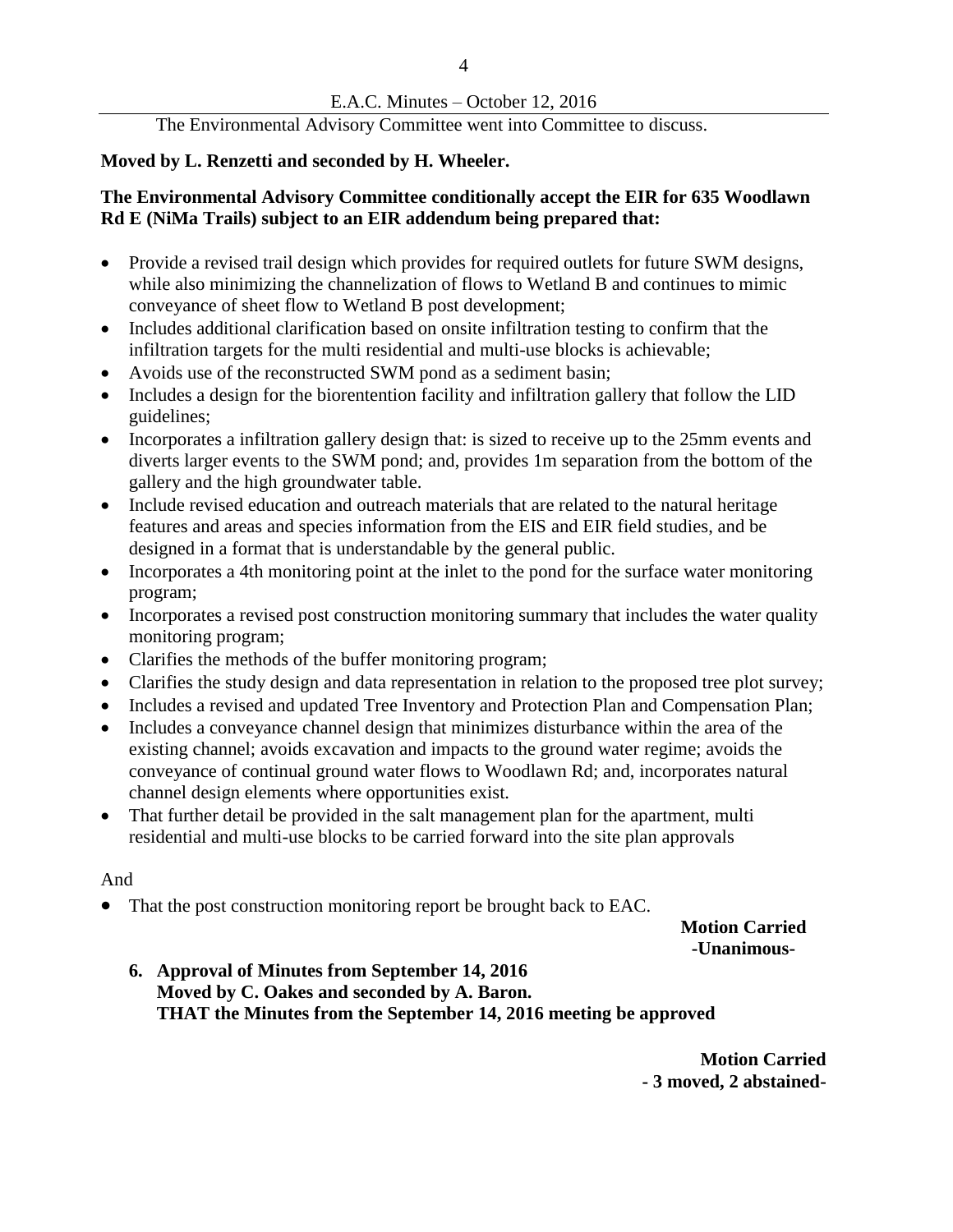The Environmental Advisory Committee went into Committee to discuss.

**Moved by L. Renzetti and seconded by H. Wheeler.**

**The Environmental Advisory Committee conditionally accept the EIR for 635 Woodlawn Rd E (NiMa Trails) subject to an EIR addendum being prepared that:**

- Provide a revised trail design which provides for required outlets for future SWM designs, while also minimizing the channelization of flows to Wetland B and continues to mimic conveyance of sheet flow to Wetland B post development;
- Includes additional clarification based on onsite infiltration testing to confirm that the infiltration targets for the multi residential and multi-use blocks is achievable;
- Avoids use of the reconstructed SWM pond as a sediment basin;
- Includes a design for the biorentention facility and infiltration gallery that follow the LID guidelines;
- Incorporates a infiltration gallery design that: is sized to receive up to the 25mm events and diverts larger events to the SWM pond; and, provides 1m separation from the bottom of the gallery and the high groundwater table.
- Include revised education and outreach materials that are related to the natural heritage features and areas and species information from the EIS and EIR field studies, and be designed in a format that is understandable by the general public.
- Incorporates a 4th monitoring point at the inlet to the pond for the surface water monitoring program;
- Incorporates a revised post construction monitoring summary that includes the water quality monitoring program;
- Clarifies the methods of the buffer monitoring program;
- Clarifies the study design and data representation in relation to the proposed tree plot survey;
- Includes a revised and updated Tree Inventory and Protection Plan and Compensation Plan;
- Includes a conveyance channel design that minimizes disturbance within the area of the existing channel; avoids excavation and impacts to the ground water regime; avoids the conveyance of continual ground water flows to Woodlawn Rd; and, incorporates natural channel design elements where opportunities exist.
- That further detail be provided in the salt management plan for the apartment, multi residential and multi-use blocks to be carried forward into the site plan approvals

And

- That the post construction monitoring report be brought back to EAC.

**Motion Carried**
**-Unanimous-**

**6. Approval of Minutes from September 14, 2016**
**Moved by C. Oakes and seconded by A. Baron.**
**THAT the Minutes from the September 14, 2016 meeting be approved**

**Motion Carried**
**- 3 moved, 2 abstained-**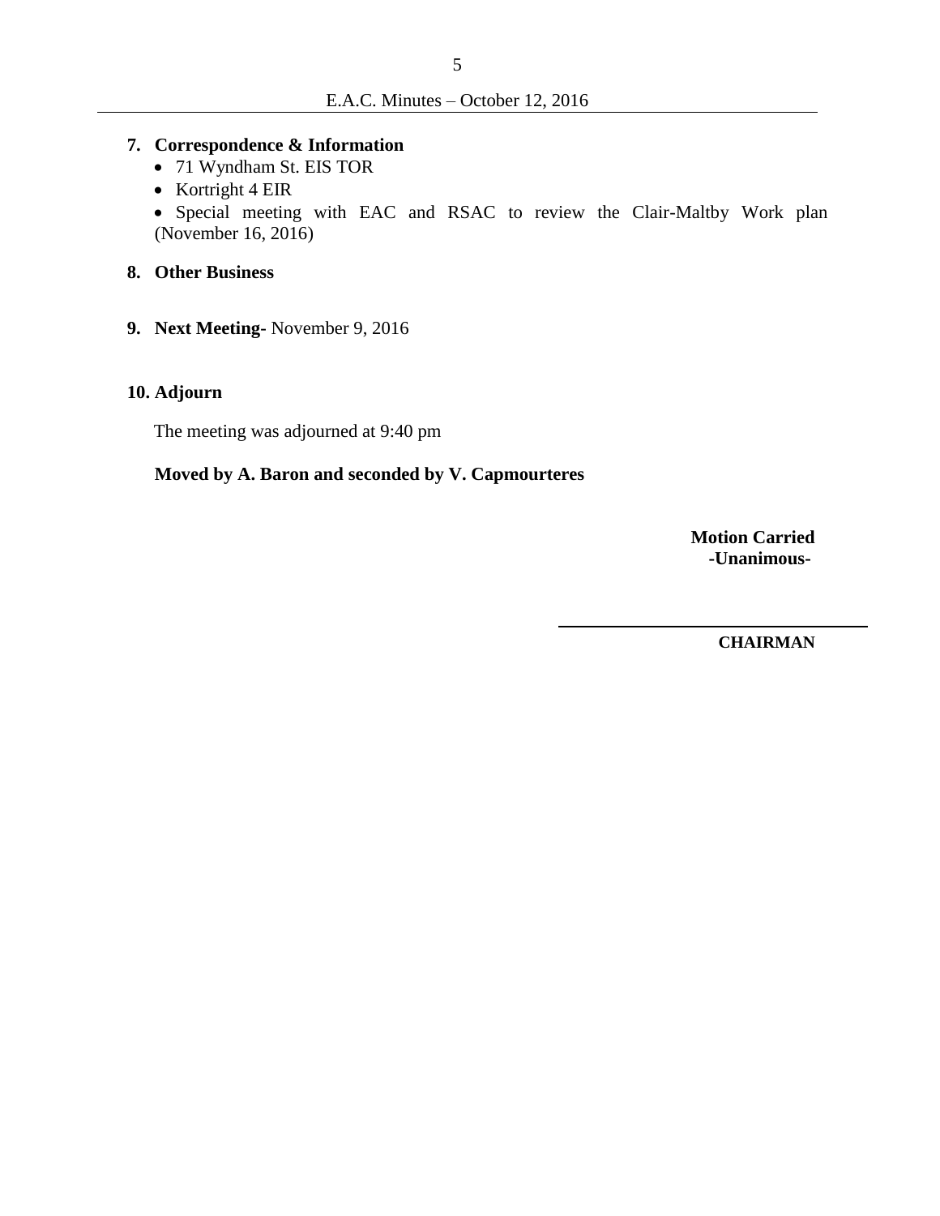7. **Correspondence & Information**
   - 71 Wyndham St. EIS TOR
   - Kortright 4 EIR
   - Special meeting with EAC and RSAC to review the Clair-Maltby Work plan (November 16, 2016)

8. **Other Business**

9. **Next Meeting-** November 9, 2016

10. **Adjourn**

    The meeting was adjourned at 9:40 pm

    **Moved by A. Baron and seconded by V. Capmourteres**

**Motion Carried**
**-Unanimous-**

______________________________

**CHAIRMAN**